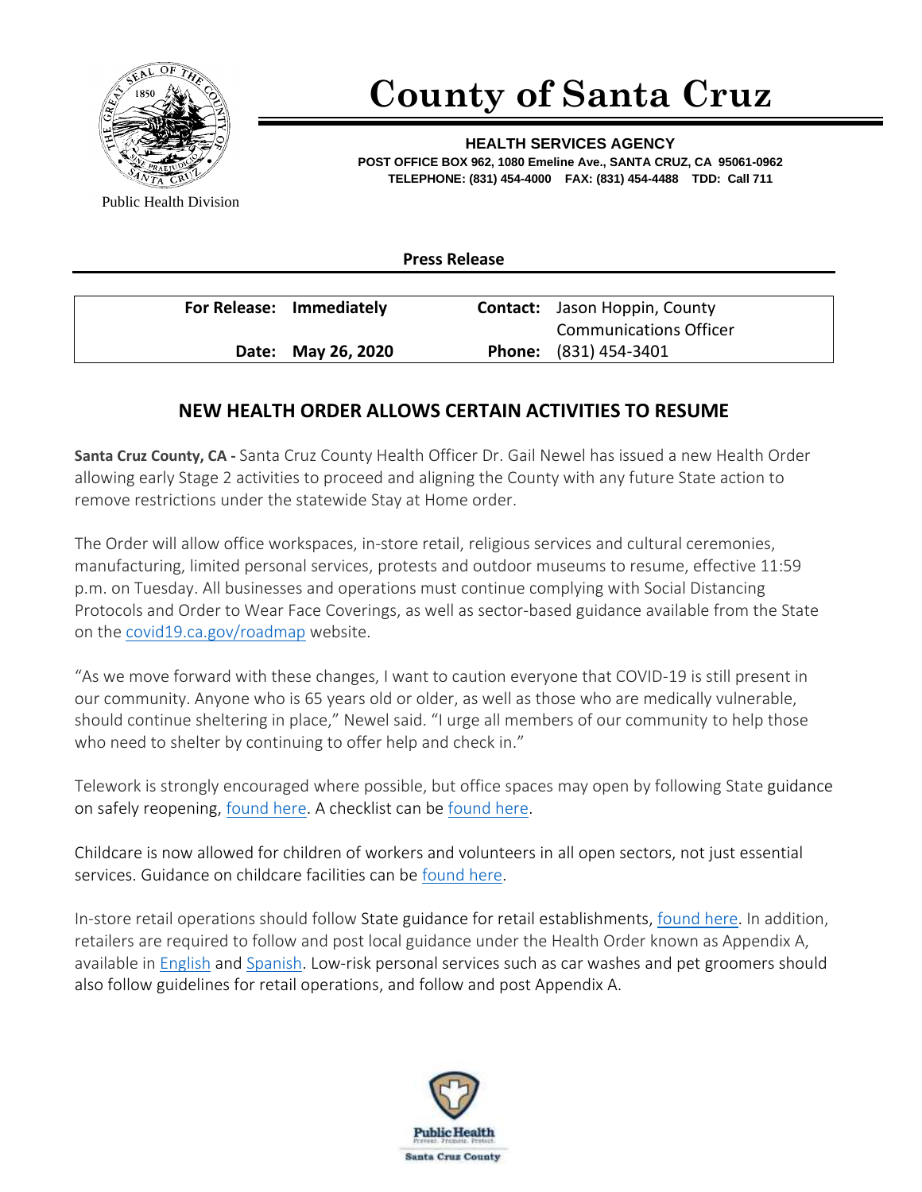# County of Santa Cruz

Public Health Division

**HEALTH SERVICES AGENCY**
**POST OFFICE BOX 962, 1080 Emeline Ave., SANTA CRUZ, CA 95061-0962**
**TELEPHONE: (831) 454-4000 FAX: (831) 454-4488 TDD: Call 711**

**Press Release**

| | | | |
|---|---|---|---|
| **For Release:** | **Immediately** | **Contact:** | Jason Hoppin, County Communications Officer |
| **Date:** | **May 26, 2020** | **Phone:** | (831) 454-3401 |

## NEW HEALTH ORDER ALLOWS CERTAIN ACTIVITIES TO RESUME

**Santa Cruz County, CA -** Santa Cruz County Health Officer Dr. Gail Newel has issued a new Health Order allowing early Stage 2 activities to proceed and aligning the County with any future State action to remove restrictions under the statewide Stay at Home order.

The Order will allow office workspaces, in-store retail, religious services and cultural ceremonies, manufacturing, limited personal services, protests and outdoor museums to resume, effective 11:59 p.m. on Tuesday. All businesses and operations must continue complying with Social Distancing Protocols and Order to Wear Face Coverings, as well as sector-based guidance available from the State on the covid19.ca.gov/roadmap website.

"As we move forward with these changes, I want to caution everyone that COVID-19 is still present in our community. Anyone who is 65 years old or older, as well as those who are medically vulnerable, should continue sheltering in place," Newel said. "I urge all members of our community to help those who need to shelter by continuing to offer help and check in."

Telework is strongly encouraged where possible, but office spaces may open by following State guidance on safely reopening, found here. A checklist can be found here.

Childcare is now allowed for children of workers and volunteers in all open sectors, not just essential services. Guidance on childcare facilities can be found here.

In-store retail operations should follow State guidance for retail establishments, found here. In addition, retailers are required to follow and post local guidance under the Health Order known as Appendix A, available in English and Spanish. Low-risk personal services such as car washes and pet groomers should also follow guidelines for retail operations, and follow and post Appendix A.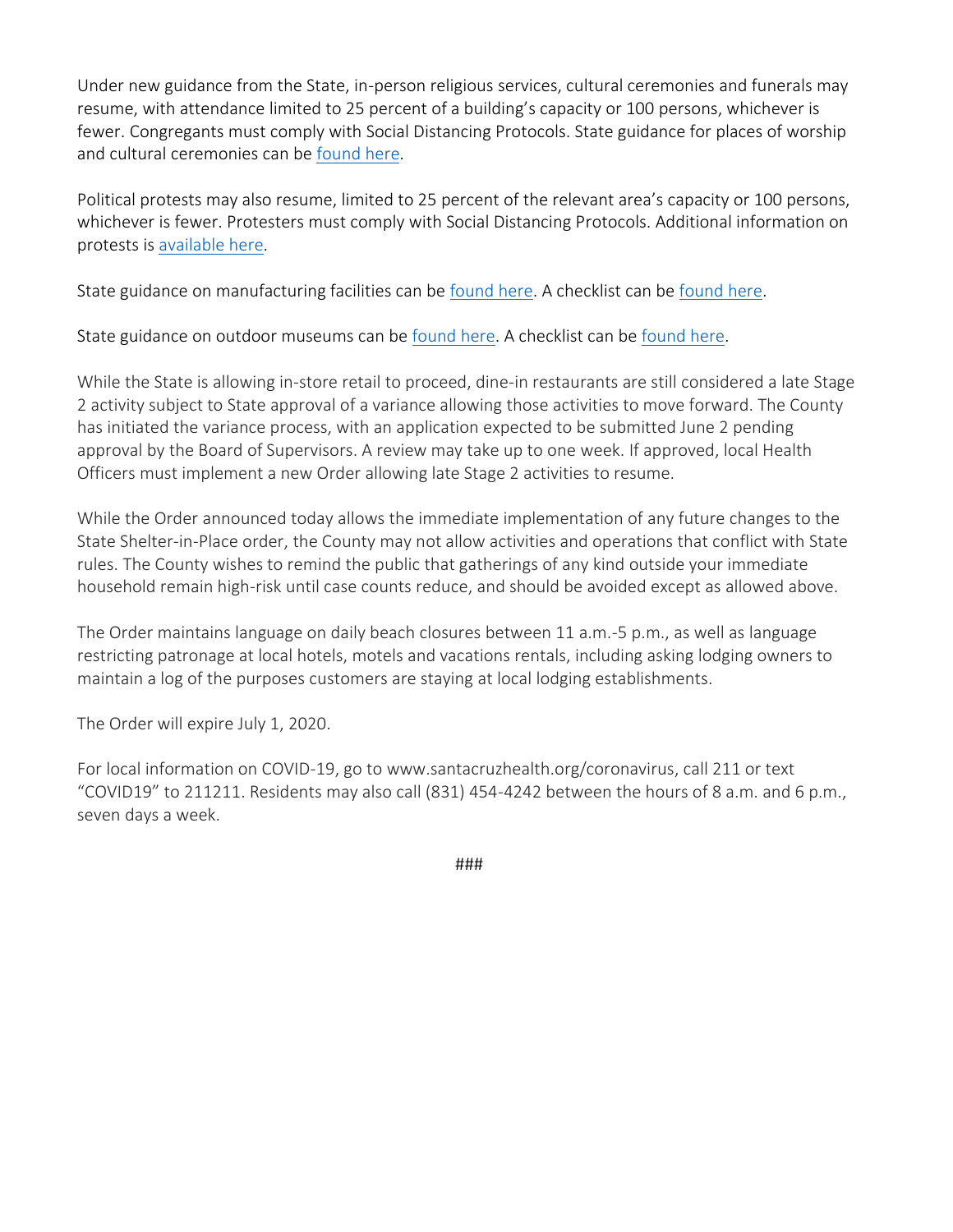Under new guidance from the State, in-person religious services, cultural ceremonies and funerals may resume, with attendance limited to 25 percent of a building's capacity or 100 persons, whichever is fewer. Congregants must comply with Social Distancing Protocols. State guidance for places of worship and cultural ceremonies can be found here.

Political protests may also resume, limited to 25 percent of the relevant area's capacity or 100 persons, whichever is fewer. Protesters must comply with Social Distancing Protocols. Additional information on protests is available here.

State guidance on manufacturing facilities can be found here. A checklist can be found here.

State guidance on outdoor museums can be found here. A checklist can be found here.

While the State is allowing in-store retail to proceed, dine-in restaurants are still considered a late Stage 2 activity subject to State approval of a variance allowing those activities to move forward. The County has initiated the variance process, with an application expected to be submitted June 2 pending approval by the Board of Supervisors. A review may take up to one week. If approved, local Health Officers must implement a new Order allowing late Stage 2 activities to resume.

While the Order announced today allows the immediate implementation of any future changes to the State Shelter-in-Place order, the County may not allow activities and operations that conflict with State rules. The County wishes to remind the public that gatherings of any kind outside your immediate household remain high-risk until case counts reduce, and should be avoided except as allowed above.

The Order maintains language on daily beach closures between 11 a.m.-5 p.m., as well as language restricting patronage at local hotels, motels and vacations rentals, including asking lodging owners to maintain a log of the purposes customers are staying at local lodging establishments.

The Order will expire July 1, 2020.

For local information on COVID-19, go to www.santacruzhealth.org/coronavirus, call 211 or text "COVID19" to 211211. Residents may also call (831) 454-4242 between the hours of 8 a.m. and 6 p.m., seven days a week.

###